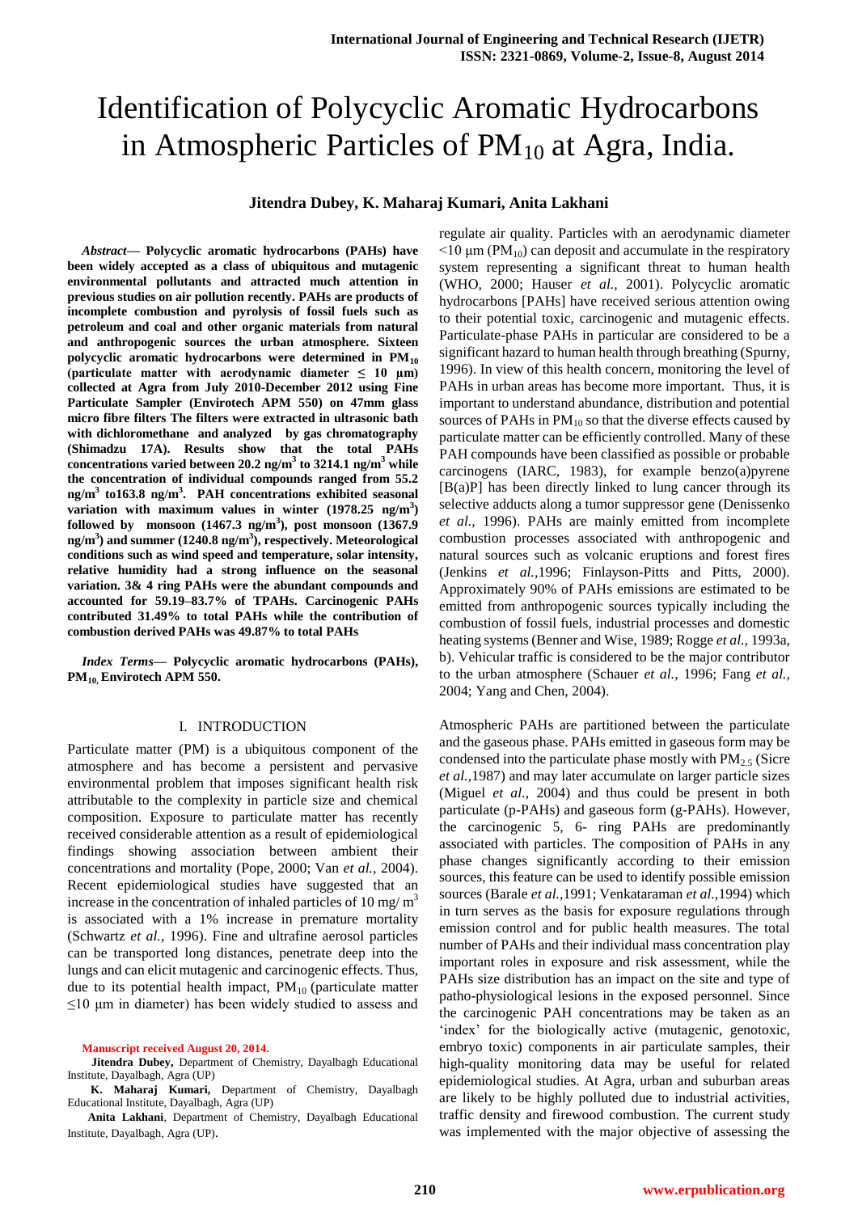# Identification of Polycyclic Aromatic Hydrocarbons in Atmospheric Particles of $PM_{10}$ at Agra, India.

**Jitendra Dubey, K. Maharaj Kumari, Anita Lakhani**

***Abstract*— Polycyclic aromatic hydrocarbons (PAHs) have been widely accepted as a class of ubiquitous and mutagenic environmental pollutants and attracted much attention in previous studies on air pollution recently. PAHs are products of incomplete combustion and pyrolysis of fossil fuels such as petroleum and coal and other organic materials from natural and anthropogenic sources the urban atmosphere. Sixteen polycyclic aromatic hydrocarbons were determined in $PM_{10}$ (particulate matter with aerodynamic diameter ≤ 10 µm) collected at Agra from July 2010-December 2012 using Fine Particulate Sampler (Envirotech APM 550) on 47mm glass micro fibre filters The filters were extracted in ultrasonic bath with dichloromethane and analyzed by gas chromatography (Shimadzu 17A). Results show that the total PAHs concentrations varied between 20.2 ng/m$^3$ to 3214.1 ng/m$^3$ while the concentration of individual compounds ranged from 55.2 ng/m$^3$ to163.8 ng/m$^3$. PAH concentrations exhibited seasonal variation with maximum values in winter (1978.25 ng/m$^3$) followed by monsoon (1467.3 ng/m$^3$), post monsoon (1367.9 ng/m$^3$) and summer (1240.8 ng/m$^3$), respectively. Meteorological conditions such as wind speed and temperature, solar intensity, relative humidity had a strong influence on the seasonal variation. 3& 4 ring PAHs were the abundant compounds and accounted for 59.19–83.7% of TPAHs. Carcinogenic PAHs contributed 31.49% to total PAHs while the contribution of combustion derived PAHs was 49.87% to total PAHs**

***Index Terms*— Polycyclic aromatic hydrocarbons (PAHs), $PM_{10,}$ Envirotech APM 550.**

## I. INTRODUCTION

Particulate matter (PM) is a ubiquitous component of the atmosphere and has become a persistent and pervasive environmental problem that imposes significant health risk attributable to the complexity in particle size and chemical composition. Exposure to particulate matter has recently received considerable attention as a result of epidemiological findings showing association between ambient their concentrations and mortality (Pope, 2000; Van *et al.,* 2004). Recent epidemiological studies have suggested that an increase in the concentration of inhaled particles of 10 mg/ m$^3$ is associated with a 1% increase in premature mortality (Schwartz *et al.,* 1996). Fine and ultrafine aerosol particles can be transported long distances, penetrate deep into the lungs and can elicit mutagenic and carcinogenic effects. Thus, due to its potential health impact, $PM_{10}$ (particulate matter ≤10 µm in diameter) has been widely studied to assess and regulate air quality. Particles with an aerodynamic diameter <10 µm ($PM_{10}$) can deposit and accumulate in the respiratory system representing a significant threat to human health (WHO, 2000; Hauser *et al.,* 2001). Polycyclic aromatic hydrocarbons [PAHs] have received serious attention owing to their potential toxic, carcinogenic and mutagenic effects. Particulate-phase PAHs in particular are considered to be a significant hazard to human health through breathing (Spurny, 1996). In view of this health concern, monitoring the level of PAHs in urban areas has become more important. Thus, it is important to understand abundance, distribution and potential sources of PAHs in $PM_{10}$ so that the diverse effects caused by particulate matter can be efficiently controlled. Many of these PAH compounds have been classified as possible or probable carcinogens (IARC, 1983), for example benzo(a)pyrene [B(a)P] has been directly linked to lung cancer through its selective adducts along a tumor suppressor gene (Denissenko *et al.,* 1996). PAHs are mainly emitted from incomplete combustion processes associated with anthropogenic and natural sources such as volcanic eruptions and forest fires (Jenkins *et al.,*1996; Finlayson-Pitts and Pitts, 2000). Approximately 90% of PAHs emissions are estimated to be emitted from anthropogenic sources typically including the combustion of fossil fuels, industrial processes and domestic heating systems (Benner and Wise, 1989; Rogge *et al.,* 1993a, b). Vehicular traffic is considered to be the major contributor to the urban atmosphere (Schauer *et al.,* 1996; Fang *et al.,* 2004; Yang and Chen, 2004).

Atmospheric PAHs are partitioned between the particulate and the gaseous phase. PAHs emitted in gaseous form may be condensed into the particulate phase mostly with $PM_{2.5}$ (Sicre *et al.,*1987) and may later accumulate on larger particle sizes (Miguel *et al.,* 2004) and thus could be present in both particulate (p-PAHs) and gaseous form (g-PAHs). However, the carcinogenic 5, 6- ring PAHs are predominantly associated with particles. The composition of PAHs in any phase changes significantly according to their emission sources, this feature can be used to identify possible emission sources (Barale *et al.,*1991; Venkataraman *et al.,*1994) which in turn serves as the basis for exposure regulations through emission control and for public health measures. The total number of PAHs and their individual mass concentration play important roles in exposure and risk assessment, while the PAHs size distribution has an impact on the site and type of patho-physiological lesions in the exposed personnel. Since the carcinogenic PAH concentrations may be taken as an 'index' for the biologically active (mutagenic, genotoxic, embryo toxic) components in air particulate samples, their high-quality monitoring data may be useful for related epidemiological studies. At Agra, urban and suburban areas are likely to be highly polluted due to industrial activities, traffic density and firewood combustion. The current study was implemented with the major objective of assessing the

**Manuscript received August 20, 2014.**

**Jitendra Dubey,** Department of Chemistry, Dayalbagh Educational Institute, Dayalbagh, Agra (UP)

**K. Maharaj Kumari,** Department of Chemistry, Dayalbagh Educational Institute, Dayalbagh, Agra (UP)

**Anita Lakhani**, Department of Chemistry, Dayalbagh Educational Institute, Dayalbagh, Agra (UP).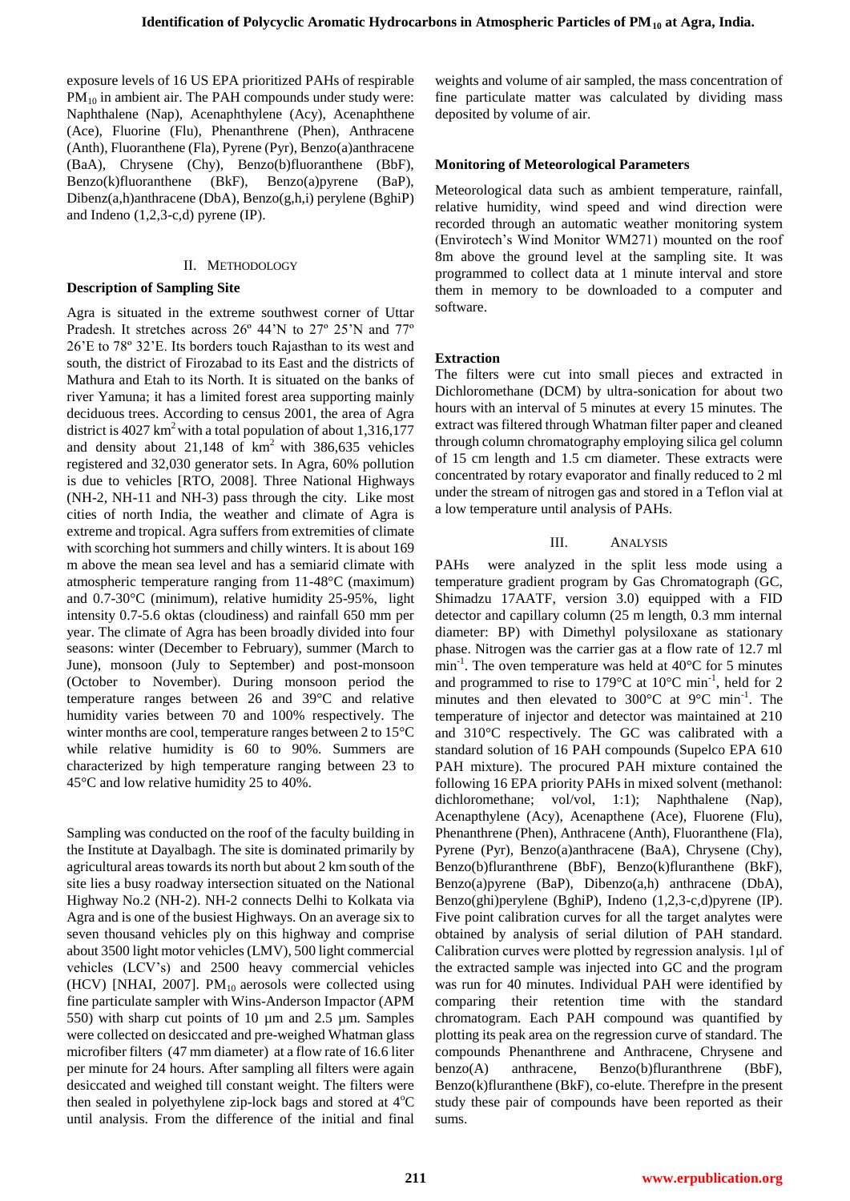exposure levels of 16 US EPA prioritized PAHs of respirable $PM_{10}$ in ambient air. The PAH compounds under study were: Naphthalene (Nap), Acenaphthylene (Acy), Acenaphthene (Ace), Fluorine (Flu), Phenanthrene (Phen), Anthracene (Anth), Fluoranthene (Fla), Pyrene (Pyr), Benzo(a)anthracene (BaA), Chrysene (Chy), Benzo(b)fluoranthene (BbF), Benzo(k)fluoranthene (BkF), Benzo(a)pyrene (BaP), Dibenz(a,h)anthracene (DbA), Benzo(g,h,i) perylene (BghiP) and Indeno (1,2,3-c,d) pyrene (IP).

## II. Methodology

### Description of Sampling Site

Agra is situated in the extreme southwest corner of Uttar Pradesh. It stretches across 26º 44'N to 27º 25'N and 77º 26'E to 78º 32'E. Its borders touch Rajasthan to its west and south, the district of Firozabad to its East and the districts of Mathura and Etah to its North. It is situated on the banks of river Yamuna; it has a limited forest area supporting mainly deciduous trees. According to census 2001, the area of Agra district is 4027 $km^2$ with a total population of about 1,316,177 and density about 21,148 of $km^2$ with 386,635 vehicles registered and 32,030 generator sets. In Agra, 60% pollution is due to vehicles [RTO, 2008]. Three National Highways (NH-2, NH-11 and NH-3) pass through the city. Like most cities of north India, the weather and climate of Agra is extreme and tropical. Agra suffers from extremities of climate with scorching hot summers and chilly winters. It is about 169 m above the mean sea level and has a semiarid climate with atmospheric temperature ranging from 11-48°C (maximum) and 0.7-30°C (minimum), relative humidity 25-95%, light intensity 0.7-5.6 oktas (cloudiness) and rainfall 650 mm per year. The climate of Agra has been broadly divided into four seasons: winter (December to February), summer (March to June), monsoon (July to September) and post-monsoon (October to November). During monsoon period the temperature ranges between 26 and 39°C and relative humidity varies between 70 and 100% respectively. The winter months are cool, temperature ranges between 2 to 15°C while relative humidity is 60 to 90%. Summers are characterized by high temperature ranging between 23 to 45°C and low relative humidity 25 to 40%.

Sampling was conducted on the roof of the faculty building in the Institute at Dayalbagh. The site is dominated primarily by agricultural areas towards its north but about 2 km south of the site lies a busy roadway intersection situated on the National Highway No.2 (NH-2). NH-2 connects Delhi to Kolkata via Agra and is one of the busiest Highways. On an average six to seven thousand vehicles ply on this highway and comprise about 3500 light motor vehicles (LMV), 500 light commercial vehicles (LCV's) and 2500 heavy commercial vehicles (HCV) [NHAI, 2007]. $PM_{10}$ aerosols were collected using fine particulate sampler with Wins-Anderson Impactor (APM 550) with sharp cut points of 10 µm and 2.5 µm. Samples were collected on desiccated and pre-weighed Whatman glass microfiber filters (47 mm diameter) at a flow rate of 16.6 liter per minute for 24 hours. After sampling all filters were again desiccated and weighed till constant weight. The filters were then sealed in polyethylene zip-lock bags and stored at 4°C until analysis. From the difference of the initial and final weights and volume of air sampled, the mass concentration of fine particulate matter was calculated by dividing mass deposited by volume of air.

### Monitoring of Meteorological Parameters

Meteorological data such as ambient temperature, rainfall, relative humidity, wind speed and wind direction were recorded through an automatic weather monitoring system (Envirotech's Wind Monitor WM271) mounted on the roof 8m above the ground level at the sampling site. It was programmed to collect data at 1 minute interval and store them in memory to be downloaded to a computer and software.

### Extraction

The filters were cut into small pieces and extracted in Dichloromethane (DCM) by ultra-sonication for about two hours with an interval of 5 minutes at every 15 minutes. The extract was filtered through Whatman filter paper and cleaned through column chromatography employing silica gel column of 15 cm length and 1.5 cm diameter. These extracts were concentrated by rotary evaporator and finally reduced to 2 ml under the stream of nitrogen gas and stored in a Teflon vial at a low temperature until analysis of PAHs.

## III. Analysis

PAHs were analyzed in the split less mode using a temperature gradient program by Gas Chromatograph (GC, Shimadzu 17AATF, version 3.0) equipped with a FID detector and capillary column (25 m length, 0.3 mm internal diameter: BP) with Dimethyl polysiloxane as stationary phase. Nitrogen was the carrier gas at a flow rate of 12.7 ml $min^{-1}$. The oven temperature was held at 40°C for 5 minutes and programmed to rise to 179°C at 10°C $min^{-1}$, held for 2 minutes and then elevated to 300°C at 9°C $min^{-1}$. The temperature of injector and detector was maintained at 210 and 310°C respectively. The GC was calibrated with a standard solution of 16 PAH compounds (Supelco EPA 610 PAH mixture). The procured PAH mixture contained the following 16 EPA priority PAHs in mixed solvent (methanol: dichloromethane; vol/vol, 1:1); Naphthalene (Nap), Acenapthylene (Acy), Acenapthene (Ace), Fluorene (Flu), Phenanthrene (Phen), Anthracene (Anth), Fluoranthene (Fla), Pyrene (Pyr), Benzo(a)anthracene (BaA), Chrysene (Chy), Benzo(b)fluranthrene (BbF), Benzo(k)fluranthene (BkF), Benzo(a)pyrene (BaP), Dibenzo(a,h) anthracene (DbA), Benzo(ghi)perylene (BghiP), Indeno (1,2,3-c,d)pyrene (IP). Five point calibration curves for all the target analytes were obtained by analysis of serial dilution of PAH standard. Calibration curves were plotted by regression analysis. 1µl of the extracted sample was injected into GC and the program was run for 40 minutes. Individual PAH were identified by comparing their retention time with the standard chromatogram. Each PAH compound was quantified by plotting its peak area on the regression curve of standard. The compounds Phenanthrene and Anthracene, Chrysene and benzo(A) anthracene, Benzo(b)fluranthrene (BbF), Benzo(k)fluranthene (BkF), co-elute. Therefpre in the present study these pair of compounds have been reported as their sums.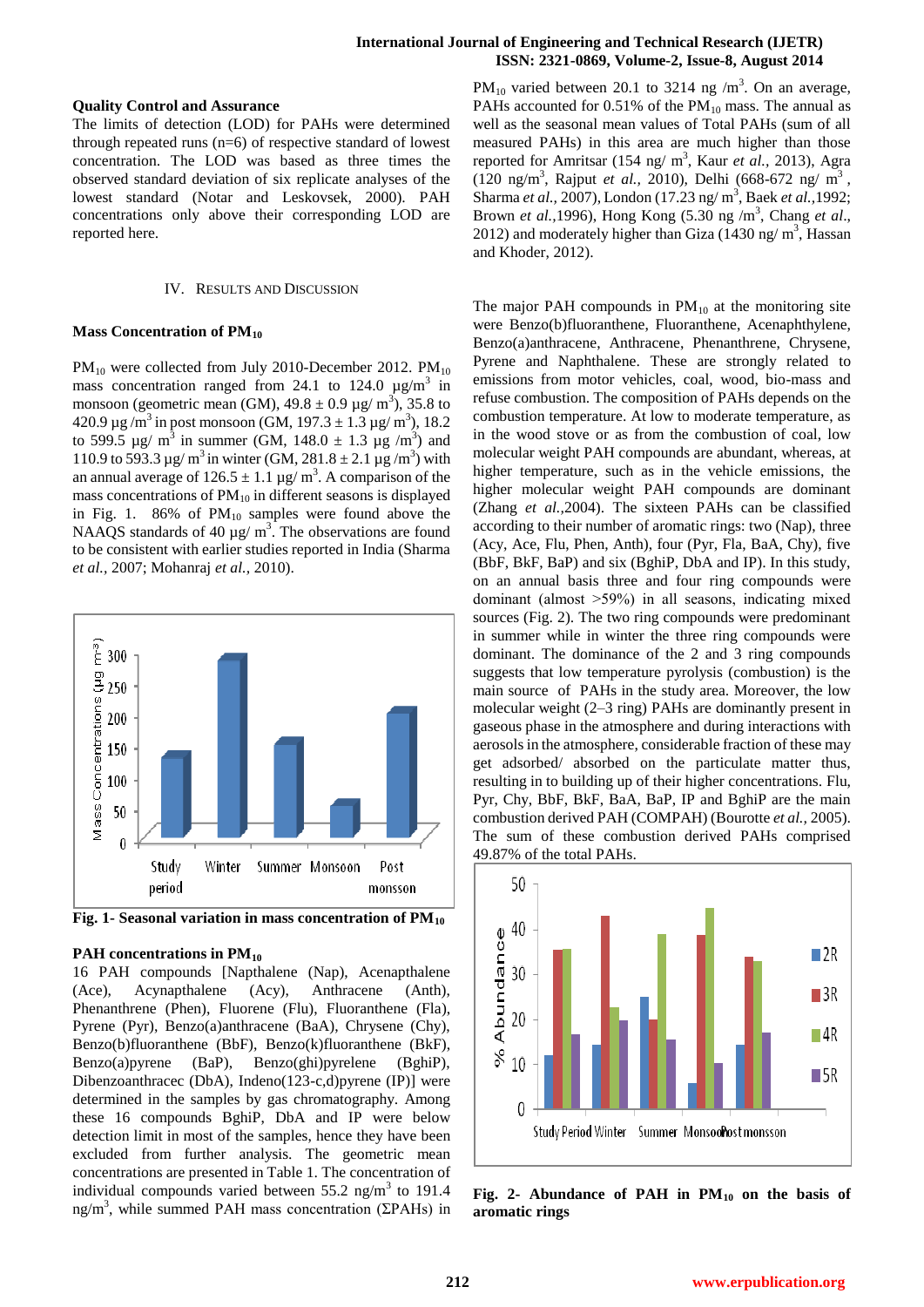### Quality Control and Assurance

The limits of detection (LOD) for PAHs were determined through repeated runs (n=6) of respective standard of lowest concentration. The LOD was based as three times the observed standard deviation of six replicate analyses of the lowest standard (Notar and Leskovsek, 2000). PAH concentrations only above their corresponding LOD are reported here.

## IV. Results and Discussion

### Mass Concentration of $PM_{10}$

$PM_{10}$ were collected from July 2010-December 2012. $PM_{10}$ mass concentration ranged from 24.1 to 124.0 µg/m$^3$ in monsoon (geometric mean (GM), 49.8 ± 0.9 µg/ m$^3$), 35.8 to 420.9 µg /m$^3$ in post monsoon (GM, 197.3 ± 1.3 µg/ m$^3$), 18.2 to 599.5 µg/ m$^3$ in summer (GM, 148.0 ± 1.3 µg /m$^3$) and 110.9 to 593.3 µg/ m$^3$ in winter (GM, 281.8 ± 2.1 µg /m$^3$) with an annual average of 126.5 ± 1.1 µg/ m$^3$. A comparison of the mass concentrations of $PM_{10}$ in different seasons is displayed in Fig. 1. 86% of $PM_{10}$ samples were found above the NAAQS standards of 40 µg/ m$^3$. The observations are found to be consistent with earlier studies reported in India (Sharma *et al.*, 2007; Mohanraj *et al.*, 2010).

**Fig. 1- Seasonal variation in mass concentration of $PM_{10}$**

### PAH concentrations in $PM_{10}$

16 PAH compounds [Napthalene (Nap), Acenapthalene (Ace), Acynapthalene (Acy), Anthracene (Anth), Phenanthrene (Phen), Fluorene (Flu), Fluoranthene (Fla), Pyrene (Pyr), Benzo(a)anthracene (BaA), Chrysene (Chy), Benzo(b)fluoranthene (BbF), Benzo(k)fluoranthene (BkF), Benzo(a)pyrene (BaP), Benzo(ghi)pyrelene (BghiP), Dibenzoanthracec (DbA), Indeno(123-c,d)pyrene (IP)] were determined in the samples by gas chromatography. Among these 16 compounds BghiP, DbA and IP were below detection limit in most of the samples, hence they have been excluded from further analysis. The geometric mean concentrations are presented in Table 1. The concentration of individual compounds varied between 55.2 ng/m$^3$ to 191.4 ng/m$^3$, while summed PAH mass concentration (ΣPAHs) in $PM_{10}$ varied between 20.1 to 3214 ng /m$^3$. On an average, PAHs accounted for 0.51% of the $PM_{10}$ mass. The annual as well as the seasonal mean values of Total PAHs (sum of all measured PAHs) in this area are much higher than those reported for Amritsar (154 ng/ m$^3$, Kaur *et al.*, 2013), Agra (120 ng/m$^3$, Rajput *et al.*, 2010), Delhi (668-672 ng/ m$^3$, Sharma *et al.*, 2007), London (17.23 ng/ m$^3$, Baek *et al.*,1992; Brown *et al.*,1996), Hong Kong (5.30 ng /m$^3$, Chang *et al*., 2012) and moderately higher than Giza (1430 ng/ m$^3$, Hassan and Khoder, 2012).

The major PAH compounds in $PM_{10}$ at the monitoring site were Benzo(b)fluoranthene, Fluoranthene, Acenaphthylene, Benzo(a)anthracene, Anthracene, Phenanthrene, Chrysene, Pyrene and Naphthalene. These are strongly related to emissions from motor vehicles, coal, wood, bio-mass and refuse combustion. The composition of PAHs depends on the combustion temperature. At low to moderate temperature, as in the wood stove or as from the combustion of coal, low molecular weight PAH compounds are abundant, whereas, at higher temperature, such as in the vehicle emissions, the higher molecular weight PAH compounds are dominant (Zhang *et al.*,2004). The sixteen PAHs can be classified according to their number of aromatic rings: two (Nap), three (Acy, Ace, Flu, Phen, Anth), four (Pyr, Fla, BaA, Chy), five (BbF, BkF, BaP) and six (BghiP, DbA and IP). In this study, on an annual basis three and four ring compounds were dominant (almost >59%) in all seasons, indicating mixed sources (Fig. 2). The two ring compounds were predominant in summer while in winter the three ring compounds were dominant. The dominance of the 2 and 3 ring compounds suggests that low temperature pyrolysis (combustion) is the main source of PAHs in the study area. Moreover, the low molecular weight (2–3 ring) PAHs are dominantly present in gaseous phase in the atmosphere and during interactions with aerosols in the atmosphere, considerable fraction of these may get adsorbed/ absorbed on the particulate matter thus, resulting in to building up of their higher concentrations. Flu, Pyr, Chy, BbF, BkF, BaA, BaP, IP and BghiP are the main combustion derived PAH (COMPAH) (Bourotte *et al.*, 2005). The sum of these combustion derived PAHs comprised 49.87% of the total PAHs.

**Fig. 2- Abundance of PAH in $PM_{10}$ on the basis of aromatic rings**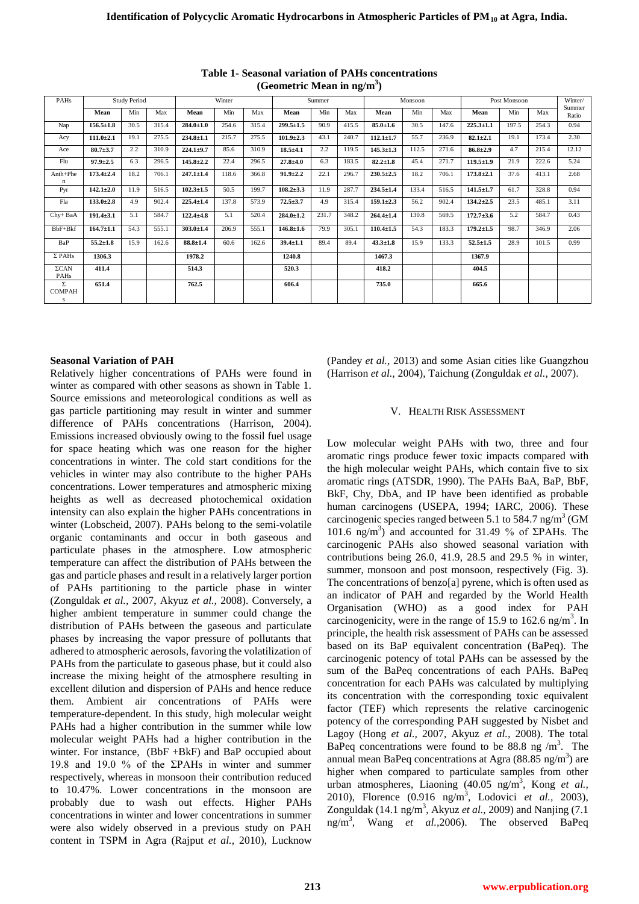**Table 1- Seasonal variation of PAHs concentrations (Geometric Mean in ng/m$^3$)**

| PAHs | Study Period | | | Winter | | | Summer | | | Monsoon | | | Post Monsoon | | | Winter/ Summer Ratio |
|---|---|---|---|---|---|---|---|---|---|---|---|---|---|---|---|---|
| | **Mean** | Min | Max | **Mean** | Min | Max | **Mean** | Min | Max | **Mean** | Min | Max | **Mean** | Min | Max | |
| Nap | **156.5±1.8** | 30.5 | 315.4 | **284.0±1.0** | 254.6 | 315.4 | **299.5±1.5** | 90.9 | 415.5 | **85.0±1.6** | 30.5 | 147.6 | **225.3±1.1** | 197.5 | 254.3 | 0.94 |
| Acy | **111.0±2.1** | 19.1 | 275.5 | **234.8±1.1** | 215.7 | 275.5 | **101.9±2.3** | 43.1 | 240.7 | **112.1±1.7** | 55.7 | 236.9 | **82.1±2.1** | 19.1 | 173.4 | 2.30 |
| Ace | **80.7±3.7** | 2.2 | 310.9 | **224.1±9.7** | 85.6 | 310.9 | **18.5±4.1** | 2.2 | 119.5 | **145.3±1.3** | 112.5 | 271.6 | **86.8±2.9** | 4.7 | 215.4 | 12.12 |
| Flu | **97.9±2.5** | 6.3 | 296.5 | **145.8±2.2** | 22.4 | 296.5 | **27.8±4.0** | 6.3 | 183.5 | **82.2±1.8** | 45.4 | 271.7 | **119.5±1.9** | 21.9 | 222.6 | 5.24 |
| Anth+Phen | **173.4±2.4** | 18.2 | 706.1 | **247.1±1.4** | 118.6 | 366.8 | **91.9±2.2** | 22.1 | 296.7 | **230.5±2.5** | 18.2 | 706.1 | **173.8±2.1** | 37.6 | 413.1 | 2.68 |
| Pyr | **142.1±2.0** | 11.9 | 516.5 | **102.3±1.5** | 50.5 | 199.7 | **108.2±3.3** | 11.9 | 287.7 | **234.5±1.4** | 133.4 | 516.5 | **141.5±1.7** | 61.7 | 328.8 | 0.94 |
| Fla | **133.0±2.8** | 4.9 | 902.4 | **225.4±1.4** | 137.8 | 573.9 | **72.5±3.7** | 4.9 | 315.4 | **159.1±2.3** | 56.2 | 902.4 | **134.2±2.5** | 23.5 | 485.1 | 3.11 |
| Chy+ BaA | **191.4±3.1** | 5.1 | 584.7 | **122.4±4.8** | 5.1 | 520.4 | **284.0±1.2** | 231.7 | 348.2 | **264.4±1.4** | 130.8 | 569.5 | **172.7±3.6** | 5.2 | 584.7 | 0.43 |
| BbF+Bkf | **164.7±1.1** | 54.3 | 555.1 | **303.0±1.4** | 206.9 | 555.1 | **146.8±1.6** | 79.9 | 305.1 | **110.4±1.5** | 54.3 | 183.3 | **179.2±1.5** | 98.7 | 346.9 | 2.06 |
| BaP | **55.2±1.8** | 15.9 | 162.6 | **88.8±1.4** | 60.6 | 162.6 | **39.4±1.1** | 89.4 | 89.4 | **43.3±1.8** | 15.9 | 133.3 | **52.5±1.5** | 28.9 | 101.5 | 0.99 |
| Σ PAHs | **1306.3** | | | **1978.2** | | | **1240.8** | | | **1467.3** | | | **1367.9** | | | |
| ΣCAN PAHs | **411.4** | | | **514.3** | | | **520.3** | | | **418.2** | | | **404.5** | | | |
| Σ COMPAHs | **651.4** | | | **762.5** | | | **606.4** | | | **735.0** | | | **665.6** | | | |

**Seasonal Variation of PAH**

Relatively higher concentrations of PAHs were found in winter as compared with other seasons as shown in Table 1. Source emissions and meteorological conditions as well as gas particle partitioning may result in winter and summer difference of PAHs concentrations (Harrison, 2004). Emissions increased obviously owing to the fossil fuel usage for space heating which was one reason for the higher concentrations in winter. The cold start conditions for the vehicles in winter may also contribute to the higher PAHs concentrations. Lower temperatures and atmospheric mixing heights as well as decreased photochemical oxidation intensity can also explain the higher PAHs concentrations in winter (Lobscheid, 2007). PAHs belong to the semi-volatile organic contaminants and occur in both gaseous and particulate phases in the atmosphere. Low atmospheric temperature can affect the distribution of PAHs between the gas and particle phases and result in a relatively larger portion of PAHs partitioning to the particle phase in winter (Zonguldak *et al.,* 2007, Akyuz *et al.,* 2008). Conversely, a higher ambient temperature in summer could change the distribution of PAHs between the gaseous and particulate phases by increasing the vapor pressure of pollutants that adhered to atmospheric aerosols, favoring the volatilization of PAHs from the particulate to gaseous phase, but it could also increase the mixing height of the atmosphere resulting in excellent dilution and dispersion of PAHs and hence reduce them. Ambient air concentrations of PAHs were temperature-dependent. In this study, high molecular weight PAHs had a higher contribution in the summer while low molecular weight PAHs had a higher contribution in the winter. For instance, (BbF +BkF) and BaP occupied about 19.8 and 19.0 % of the ΣPAHs in winter and summer respectively, whereas in monsoon their contribution reduced to 10.47%. Lower concentrations in the monsoon are probably due to wash out effects. Higher PAHs concentrations in winter and lower concentrations in summer were also widely observed in a previous study on PAH content in TSPM in Agra (Rajput *et al.,* 2010), Lucknow (Pandey *et al.,* 2013) and some Asian cities like Guangzhou (Harrison *et al.,* 2004), Taichung (Zonguldak *et al.,* 2007).

## V. Health Risk Assessment

Low molecular weight PAHs with two, three and four aromatic rings produce fewer toxic impacts compared with the high molecular weight PAHs, which contain five to six aromatic rings (ATSDR, 1990). The PAHs BaA, BaP, BbF, BkF, Chy, DbA, and IP have been identified as probable human carcinogens (USEPA, 1994; IARC, 2006). These carcinogenic species ranged between 5.1 to 584.7 ng/m$^3$ (GM 101.6 ng/m$^3$) and accounted for 31.49 % of ΣPAHs. The carcinogenic PAHs also showed seasonal variation with contributions being 26.0, 41.9, 28.5 and 29.5 % in winter, summer, monsoon and post monsoon, respectively (Fig. 3). The concentrations of benzo[a] pyrene, which is often used as an indicator of PAH and regarded by the World Health Organisation (WHO) as a good index for PAH carcinogenicity, were in the range of 15.9 to 162.6 ng/m$^3$. In principle, the health risk assessment of PAHs can be assessed based on its BaP equivalent concentration (BaPeq). The carcinogenic potency of total PAHs can be assessed by the sum of the BaPeq concentrations of each PAHs. BaPeq concentration for each PAHs was calculated by multiplying its concentration with the corresponding toxic equivalent factor (TEF) which represents the relative carcinogenic potency of the corresponding PAH suggested by Nisbet and Lagoy (Hong *et al.,* 2007, Akyuz *et al.,* 2008). The total BaPeq concentrations were found to be 88.8 ng /m$^3$. The annual mean BaPeq concentrations at Agra (88.85 ng/m$^3$) are higher when compared to particulate samples from other urban atmospheres, Liaoning (40.05 ng/m$^3$, Kong *et al.,* 2010), Florence (0.916 ng/m$^3$, Lodovici *et al.,* 2003), Zonguldak (14.1 ng/m$^3$, Akyuz *et al.,* 2009) and Nanjing (7.1 ng/m$^3$, Wang *et al.,*2006). The observed BaPeq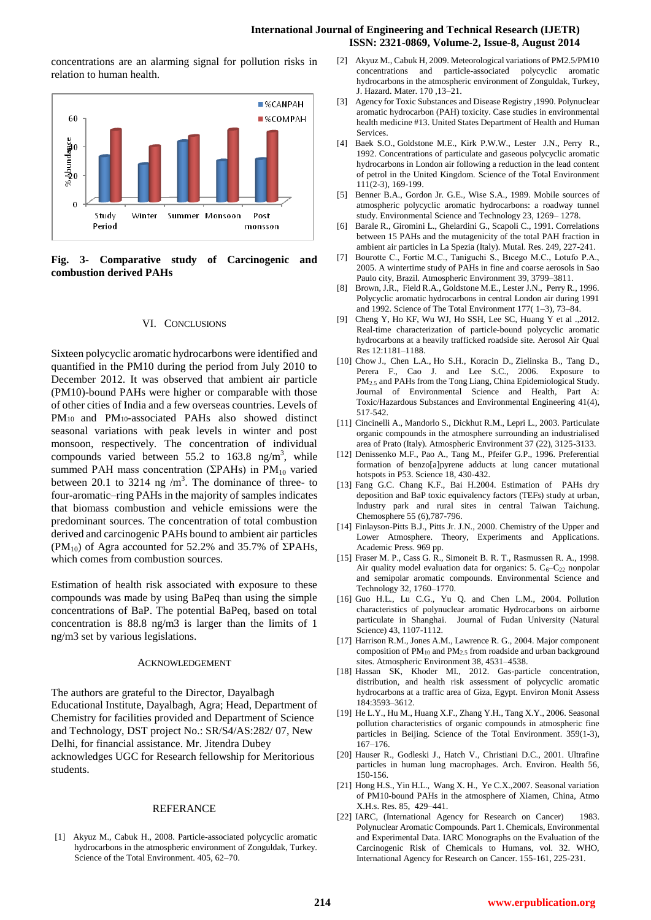concentrations are an alarming signal for pollution risks in relation to human health.

**Fig. 3- Comparative study of Carcinogenic and combustion derived PAHs**

## VI. CONCLUSIONS

Sixteen polycyclic aromatic hydrocarbons were identified and quantified in the PM10 during the period from July 2010 to December 2012. It was observed that ambient air particle (PM10)-bound PAHs were higher or comparable with those of other cities of India and a few overseas countries. Levels of $PM_{10}$ and $PM_{10}$-associated PAHs also showed distinct seasonal variations with peak levels in winter and post monsoon, respectively. The concentration of individual compounds varied between 55.2 to 163.8 ng/m$^3$, while summed PAH mass concentration (ΣPAHs) in $PM_{10}$ varied between 20.1 to 3214 ng /m$^3$. The dominance of three- to four-aromatic–ring PAHs in the majority of samples indicates that biomass combustion and vehicle emissions were the predominant sources. The concentration of total combustion derived and carcinogenic PAHs bound to ambient air particles ($PM_{10}$) of Agra accounted for 52.2% and 35.7% of ΣPAHs, which comes from combustion sources.

Estimation of health risk associated with exposure to these compounds was made by using BaPeq than using the simple concentrations of BaP. The potential BaPeq, based on total concentration is 88.8 ng/m3 is larger than the limits of 1 ng/m3 set by various legislations.

## ACKNOWLEDGEMENT

The authors are grateful to the Director, Dayalbagh Educational Institute, Dayalbagh, Agra; Head, Department of Chemistry for facilities provided and Department of Science and Technology, DST project No.: SR/S4/AS:282/ 07, New Delhi, for financial assistance. Mr. Jitendra Dubey acknowledges UGC for Research fellowship for Meritorious students.

## REFERANCE

[1] Akyuz M., Cabuk H., 2008. Particle-associated polycyclic aromatic hydrocarbons in the atmospheric environment of Zonguldak, Turkey. Science of the Total Environment. 405, 62–70.

[2] Akyuz M., Cabuk H, 2009. Meteorological variations of PM2.5/PM10 concentrations and particle-associated polycyclic aromatic hydrocarbons in the atmospheric environment of Zonguldak, Turkey, J. Hazard. Mater. 170 ,13–21.

[3] Agency for Toxic Substances and Disease Registry ,1990. Polynuclear aromatic hydrocarbon (PAH) toxicity. Case studies in environmental health medicine #13. United States Department of Health and Human Services.

[4] Baek S.O., Goldstone M.E., Kirk P.W.W., Lester J.N., Perry R., 1992. Concentrations of particulate and gaseous polycyclic aromatic hydrocarbons in London air following a reduction in the lead content of petrol in the United Kingdom. Science of the Total Environment 111(2-3), 169-199.

[5] Benner B.A., Gordon Jr. G.E., Wise S.A., 1989. Mobile sources of atmospheric polycyclic aromatic hydrocarbons: a roadway tunnel study. Environmental Science and Technology 23, 1269– 1278.

[6] Barale R., Giromini L., Ghelardini G., Scapoli C., 1991. Correlations between 15 PAHs and the mutagenicity of the total PAH fraction in ambient air particles in La Spezia (Italy). Mutal. Res. 249, 227-241.

[7] Bourotte C., Fortic M.C., Taniguchi S., Bıcego M.C., Lotufo P.A., 2005. A wintertime study of PAHs in fine and coarse aerosols in Sao Paulo city, Brazil. Atmospheric Environment 39, 3799–3811.

[8] Brown, J.R., Field R.A., Goldstone M.E., Lester J.N., Perry R., 1996. Polycyclic aromatic hydrocarbons in central London air during 1991 and 1992. Science of The Total Environment 177( 1–3), 73–84.

[9] Cheng Y, Ho KF, Wu WJ, Ho SSH, Lee SC, Huang Y et al .,2012. Real-time characterization of particle-bound polycyclic aromatic hydrocarbons at a heavily trafficked roadside site. Aerosol Air Qual Res 12:1181–1188.

[10] Chow J., Chen L.A., Ho S.H., Koracin D., Zielinska B., Tang D., Perera F., Cao J. and Lee S.C., 2006. Exposure to $PM_{2.5}$ and PAHs from the Tong Liang, China Epidemiological Study. Journal of Environmental Science and Health, Part A: Toxic/Hazardous Substances and Environmental Engineering 41(4), 517-542.

[11] Cincinelli A., Mandorlo S., Dickhut R.M., Lepri L., 2003. Particulate organic compounds in the atmosphere surrounding an industrialised area of Prato (Italy). Atmospheric Environment 37 (22), 3125-3133.

[12] Denissenko M.F., Pao A., Tang M., Pfeifer G.P., 1996. Preferential formation of benzo[a]pyrene adducts at lung cancer mutational hotspots in P53. Science 18, 430-432.

[13] Fang G.C. Chang K.F., Bai H.2004. Estimation of PAHs dry deposition and BaP toxic equivalency factors (TEFs) study at urban, Industry park and rural sites in central Taiwan Taichung. Chemosphere 55 (6),787-796.

[14] Finlayson-Pitts B.J., Pitts Jr. J.N., 2000. Chemistry of the Upper and Lower Atmosphere. Theory, Experiments and Applications. Academic Press. 969 pp.

[15] Fraser M. P., Cass G. R., Simoneit B. R. T., Rasmussen R. A., 1998. Air quality model evaluation data for organics: 5. $C_6$–$C_{22}$ nonpolar and semipolar aromatic compounds. Environmental Science and Technology 32, 1760–1770.

[16] Guo H.L., Lu C.G., Yu Q. and Chen L.M., 2004. Pollution characteristics of polynuclear aromatic Hydrocarbons on airborne particulate in Shanghai. Journal of Fudan University (Natural Science) 43, 1107-1112.

[17] Harrison R.M., Jones A.M., Lawrence R. G., 2004. Major component composition of $PM_{10}$ and $PM_{2.5}$ from roadside and urban background sites. Atmospheric Environment 38, 4531–4538.

[18] Hassan SK, Khoder MI., 2012. Gas-particle concentration, distribution, and health risk assessment of polycyclic aromatic hydrocarbons at a traffic area of Giza, Egypt. Environ Monit Assess 184:3593–3612.

[19] He L.Y., Hu M., Huang X.F., Zhang Y.H., Tang X.Y., 2006. Seasonal pollution characteristics of organic compounds in atmospheric fine particles in Beijing. Science of the Total Environment. 359(1-3), 167–176.

[20] Hauser R., Godleski J., Hatch V., Christiani D.C., 2001. Ultrafine particles in human lung macrophages. Arch. Environ. Health 56, 150-156.

[21] Hong H.S., Yin H.L., Wang X. H., Ye C.X.,2007. Seasonal variation of PM10-bound PAHs in the atmosphere of Xiamen, China, Atmo X.H.s. Res. 85, 429–441.

[22] IARC, (International Agency for Research on Cancer) 1983. Polynuclear Aromatic Compounds. Part 1. Chemicals, Environmental and Experimental Data. IARC Monographs on the Evaluation of the Carcinogenic Risk of Chemicals to Humans, vol. 32. WHO, International Agency for Research on Cancer. 155-161, 225-231.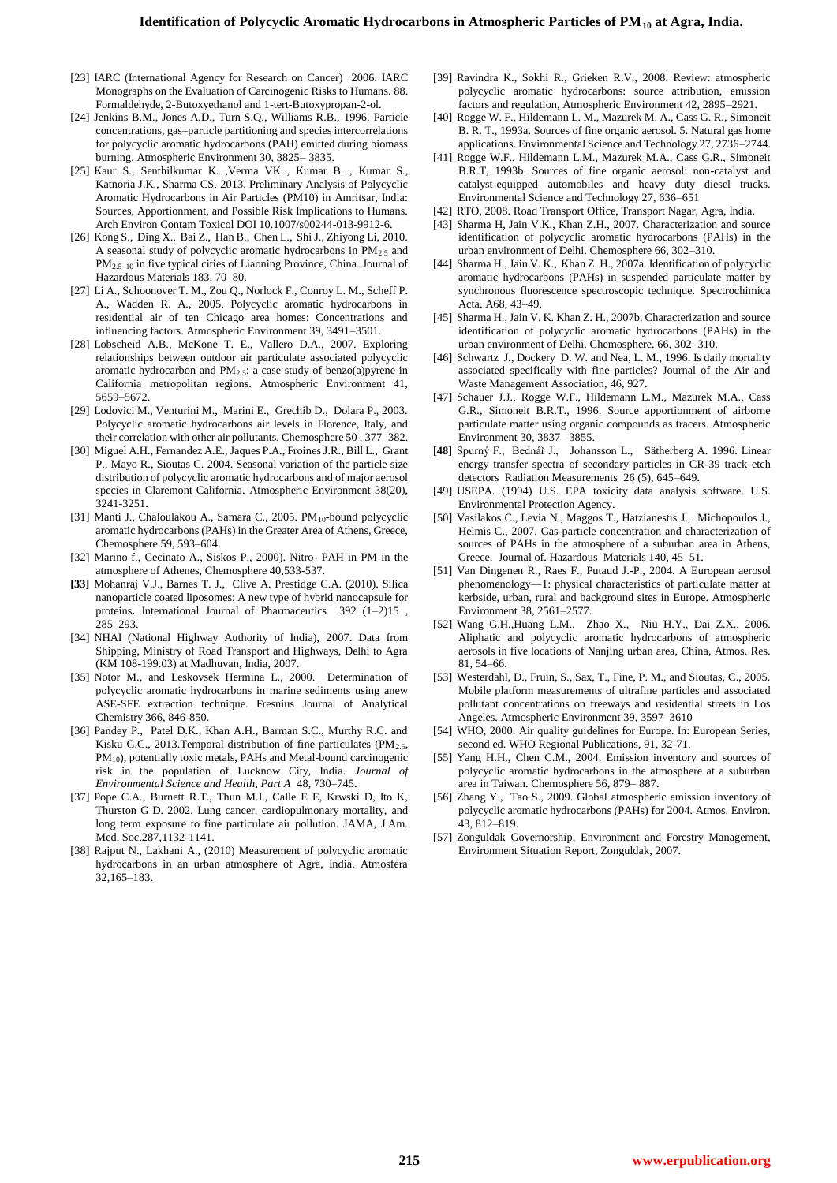[23] IARC (International Agency for Research on Cancer) 2006. IARC Monographs on the Evaluation of Carcinogenic Risks to Humans. 88. Formaldehyde, 2-Butoxyethanol and 1-tert-Butoxypropan-2-ol.

[24] Jenkins B.M., Jones A.D., Turn S.Q., Williams R.B., 1996. Particle concentrations, gas–particle partitioning and species intercorrelations for polycyclic aromatic hydrocarbons (PAH) emitted during biomass burning. Atmospheric Environment 30, 3825– 3835.

[25] Kaur S., Senthilkumar K. ,Verma VK , Kumar B. , Kumar S., Katnoria J.K., Sharma CS, 2013. Preliminary Analysis of Polycyclic Aromatic Hydrocarbons in Air Particles (PM10) in Amritsar, India: Sources, Apportionment, and Possible Risk Implications to Humans. Arch Environ Contam Toxicol DOI 10.1007/s00244-013-9912-6.

[26] Kong S., Ding X., Bai Z., Han B., Chen L., Shi J., Zhiyong Li, 2010. A seasonal study of polycyclic aromatic hydrocarbons in $PM_{2.5}$ and $PM_{2.5–10}$ in five typical cities of Liaoning Province, China. Journal of Hazardous Materials 183, 70–80.

[27] Li A., Schoonover T. M., Zou Q., Norlock F., Conroy L. M., Scheff P. A., Wadden R. A., 2005. Polycyclic aromatic hydrocarbons in residential air of ten Chicago area homes: Concentrations and influencing factors. Atmospheric Environment 39, 3491–3501.

[28] Lobscheid A.B., McKone T. E., Vallero D.A., 2007. Exploring relationships between outdoor air particulate associated polycyclic aromatic hydrocarbon and $PM_{2.5}$: a case study of benzo(a)pyrene in California metropolitan regions. Atmospheric Environment 41, 5659–5672.

[29] Lodovici M., Venturini M., Marini E., Grechib D., Dolara P., 2003. Polycyclic aromatic hydrocarbons air levels in Florence, Italy, and their correlation with other air pollutants, Chemosphere 50 , 377–382.

[30] Miguel A.H., Fernandez A.E., Jaques P.A., Froines J.R., Bill L., Grant P., Mayo R., Sioutas C. 2004. Seasonal variation of the particle size distribution of polycyclic aromatic hydrocarbons and of major aerosol species in Claremont California. Atmospheric Environment 38(20), 3241-3251.

[31] Manti J., Chaloulakou A., Samara C., 2005. $PM_{10}$-bound polycyclic aromatic hydrocarbons (PAHs) in the Greater Area of Athens, Greece, Chemosphere 59, 593–604.

[32] Marino f., Cecinato A., Siskos P., 2000). Nitro- PAH in PM in the atmosphere of Athenes, Chemosphere 40,533-537.

**[33]** Mohanraj V.J., Barnes T. J., Clive A. Prestidge C.A. (2010). Silica nanoparticle coated liposomes: A new type of hybrid nanocapsule for proteins**.** International Journal of Pharmaceutics 392 (1–2)15 , 285–293.

[34] NHAI (National Highway Authority of India), 2007. Data from Shipping, Ministry of Road Transport and Highways, Delhi to Agra (KM 108-199.03) at Madhuvan, India, 2007.

[35] Notor M., and Leskovsek Hermina L., 2000. Determination of polycyclic aromatic hydrocarbons in marine sediments using anew ASE-SFE extraction technique. Fresnius Journal of Analytical Chemistry 366, 846-850.

[36] Pandey P., Patel D.K., Khan A.H., Barman S.C., Murthy R.C. and Kisku G.C., 2013.Temporal distribution of fine particulates ($PM_{2.5}$, $PM_{10}$), potentially toxic metals, PAHs and Metal-bound carcinogenic risk in the population of Lucknow City, India. *Journal of Environmental Science and Health, Part A* 48, 730–745.

[37] Pope C.A., Burnett R.T., Thun M.I., Calle E E, Krwski D, Ito K, Thurston G D. 2002. Lung cancer, cardiopulmonary mortality, and long term exposure to fine particulate air pollution. JAMA, J.Am. Med. Soc.287,1132-1141.

[38] Rajput N., Lakhani A., (2010) Measurement of polycyclic aromatic hydrocarbons in an urban atmosphere of Agra, India. Atmosfera 32,165–183.

[39] Ravindra K., Sokhi R., Grieken R.V., 2008. Review: atmospheric polycyclic aromatic hydrocarbons: source attribution, emission factors and regulation, Atmospheric Environment 42, 2895–2921.

[40] Rogge W. F., Hildemann L. M., Mazurek M. A., Cass G. R., Simoneit B. R. T., 1993a. Sources of fine organic aerosol. 5. Natural gas home applications. Environmental Science and Technology 27, 2736–2744.

[41] Rogge W.F., Hildemann L.M., Mazurek M.A., Cass G.R., Simoneit B.R.T, 1993b. Sources of fine organic aerosol: non-catalyst and catalyst-equipped automobiles and heavy duty diesel trucks. Environmental Science and Technology 27, 636–651

[42] RTO, 2008. Road Transport Office, Transport Nagar, Agra, India.

[43] Sharma H, Jain V.K., Khan Z.H., 2007. Characterization and source identification of polycyclic aromatic hydrocarbons (PAHs) in the urban environment of Delhi. Chemosphere 66, 302–310.

[44] Sharma H., Jain V. K., Khan Z. H., 2007a. Identification of polycyclic aromatic hydrocarbons (PAHs) in suspended particulate matter by synchronous fluorescence spectroscopic technique. Spectrochimica Acta. A68, 43–49.

[45] Sharma H., Jain V. K. Khan Z. H., 2007b. Characterization and source identification of polycyclic aromatic hydrocarbons (PAHs) in the urban environment of Delhi. Chemosphere. 66, 302–310.

[46] Schwartz J., Dockery D. W. and Nea, L. M., 1996. Is daily mortality associated specifically with fine particles? Journal of the Air and Waste Management Association, 46, 927.

[47] Schauer J.J., Rogge W.F., Hildemann L.M., Mazurek M.A., Cass G.R., Simoneit B.R.T., 1996. Source apportionment of airborne particulate matter using organic compounds as tracers. Atmospheric Environment 30, 3837– 3855.

**[48]** Spurný F., Bednář J., Johansson L., Sätherberg A. 1996. Linear energy transfer spectra of secondary particles in CR-39 track etch detectors Radiation Measurements 26 (5), 645–649**.**

[49] USEPA. (1994) U.S. EPA toxicity data analysis software. U.S. Environmental Protection Agency.

[50] Vasilakos C., Levia N., Maggos T., Hatzianestis J., Michopoulos J., Helmis C., 2007. Gas-particle concentration and characterization of sources of PAHs in the atmosphere of a suburban area in Athens, Greece. Journal of. Hazardous Materials 140, 45–51.

[51] Van Dingenen R., Raes F., Putaud J.-P., 2004. A European aerosol phenomenology—1: physical characteristics of particulate matter at kerbside, urban, rural and background sites in Europe. Atmospheric Environment 38, 2561–2577.

[52] Wang G.H.,Huang L.M., Zhao X., Niu H.Y., Dai Z.X., 2006. Aliphatic and polycyclic aromatic hydrocarbons of atmospheric aerosols in five locations of Nanjing urban area, China, Atmos. Res. 81, 54–66.

[53] Westerdahl, D., Fruin, S., Sax, T., Fine, P. M., and Sioutas, C., 2005. Mobile platform measurements of ultrafine particles and associated pollutant concentrations on freeways and residential streets in Los Angeles. Atmospheric Environment 39, 3597–3610

[54] WHO, 2000. Air quality guidelines for Europe. In: European Series, second ed. WHO Regional Publications, 91, 32-71.

[55] Yang H.H., Chen C.M., 2004. Emission inventory and sources of polycyclic aromatic hydrocarbons in the atmosphere at a suburban area in Taiwan. Chemosphere 56, 879– 887.

[56] Zhang Y., Tao S., 2009. Global atmospheric emission inventory of polycyclic aromatic hydrocarbons (PAHs) for 2004. Atmos. Environ. 43, 812–819.

[57] Zonguldak Governorship, Environment and Forestry Management, Environment Situation Report, Zonguldak, 2007.